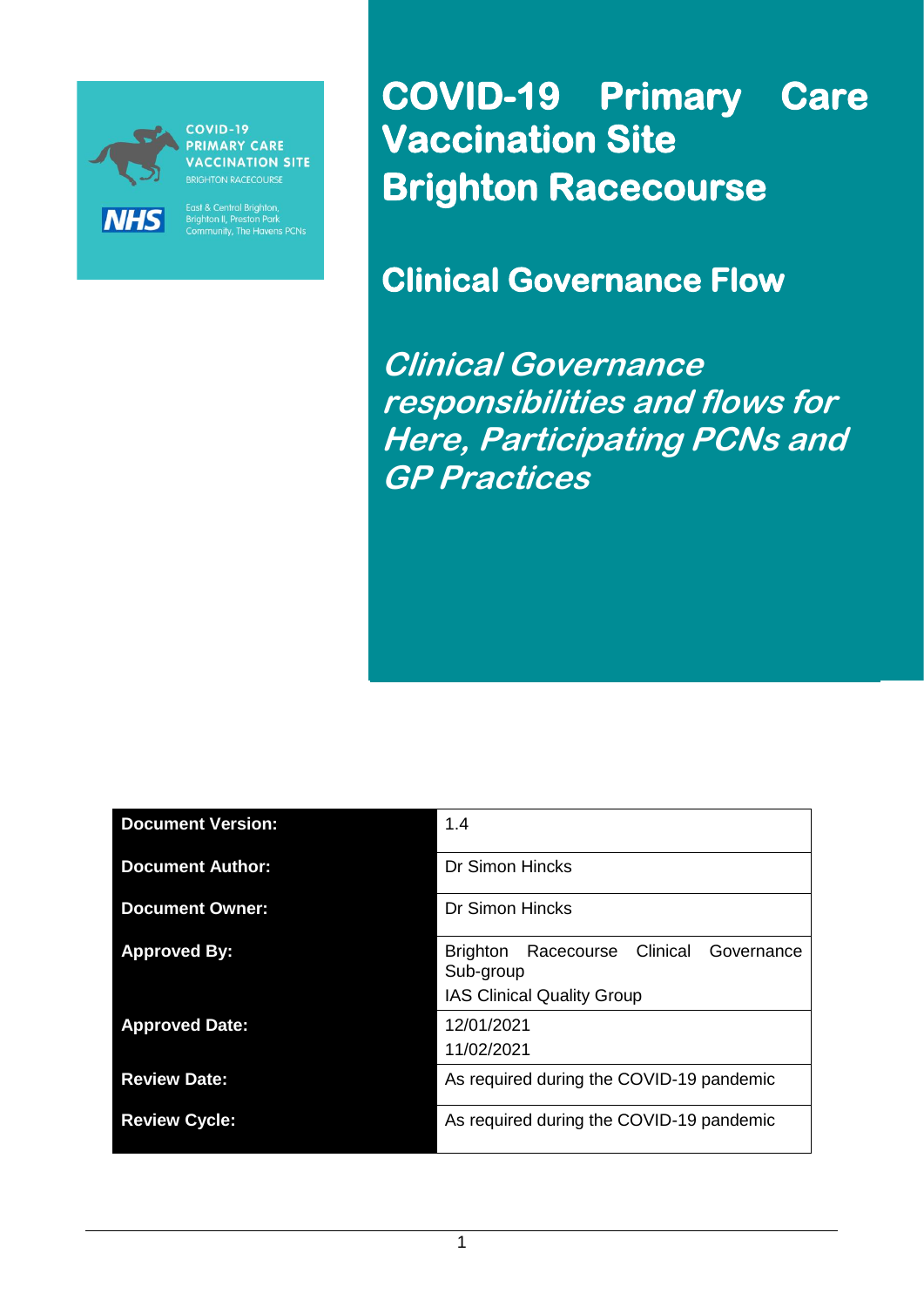COVID-19 PRIMARY CARE VACCINATION SITE
BRIGHTON RACECOURSE

NHS

East & Central Brighton, Brighton II, Preston Park Community, The Havens PCNs

# COVID-19 Primary Care Vaccination Site Brighton Racecourse

## Clinical Governance Flow

***Clinical Governance responsibilities and flows for Here, Participating PCNs and GP Practices***

| | |
|---|---|
| **Document Version:** | 1.4 |
| **Document Author:** | Dr Simon Hincks |
| **Document Owner:** | Dr Simon Hincks |
| **Approved By:** | Brighton Racecourse Clinical Governance Sub-group<br>IAS Clinical Quality Group |
| **Approved Date:** | 12/01/2021<br>11/02/2021 |
| **Review Date:** | As required during the COVID-19 pandemic |
| **Review Cycle:** | As required during the COVID-19 pandemic |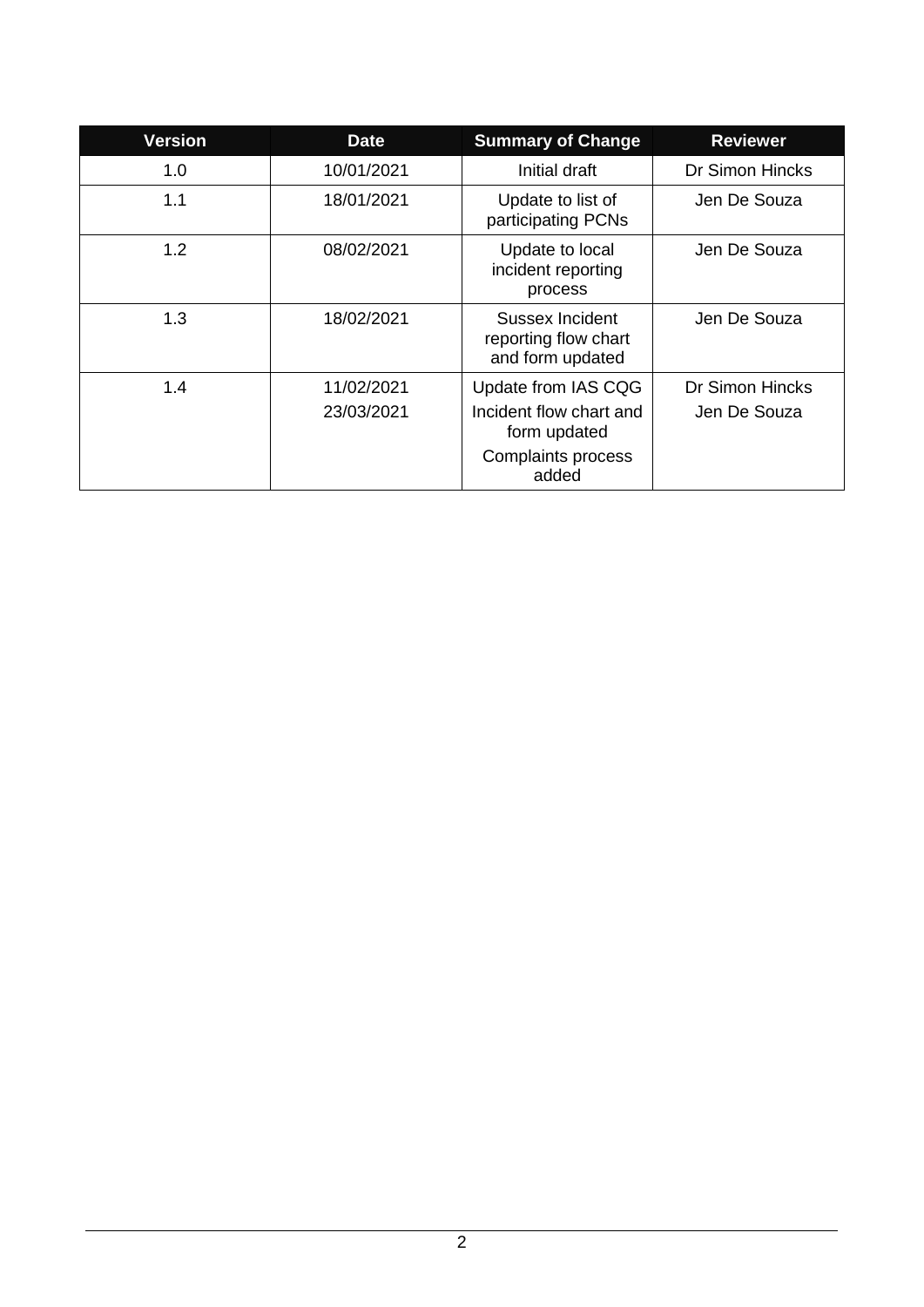| Version | Date | Summary of Change | Reviewer |
|---|---|---|---|
| 1.0 | 10/01/2021 | Initial draft | Dr Simon Hincks |
| 1.1 | 18/01/2021 | Update to list of participating PCNs | Jen De Souza |
| 1.2 | 08/02/2021 | Update to local incident reporting process | Jen De Souza |
| 1.3 | 18/02/2021 | Sussex Incident reporting flow chart and form updated | Jen De Souza |
| 1.4 | 11/02/2021<br>23/03/2021 | Update from IAS CQG<br>Incident flow chart and form updated<br>Complaints process added | Dr Simon Hincks<br>Jen De Souza |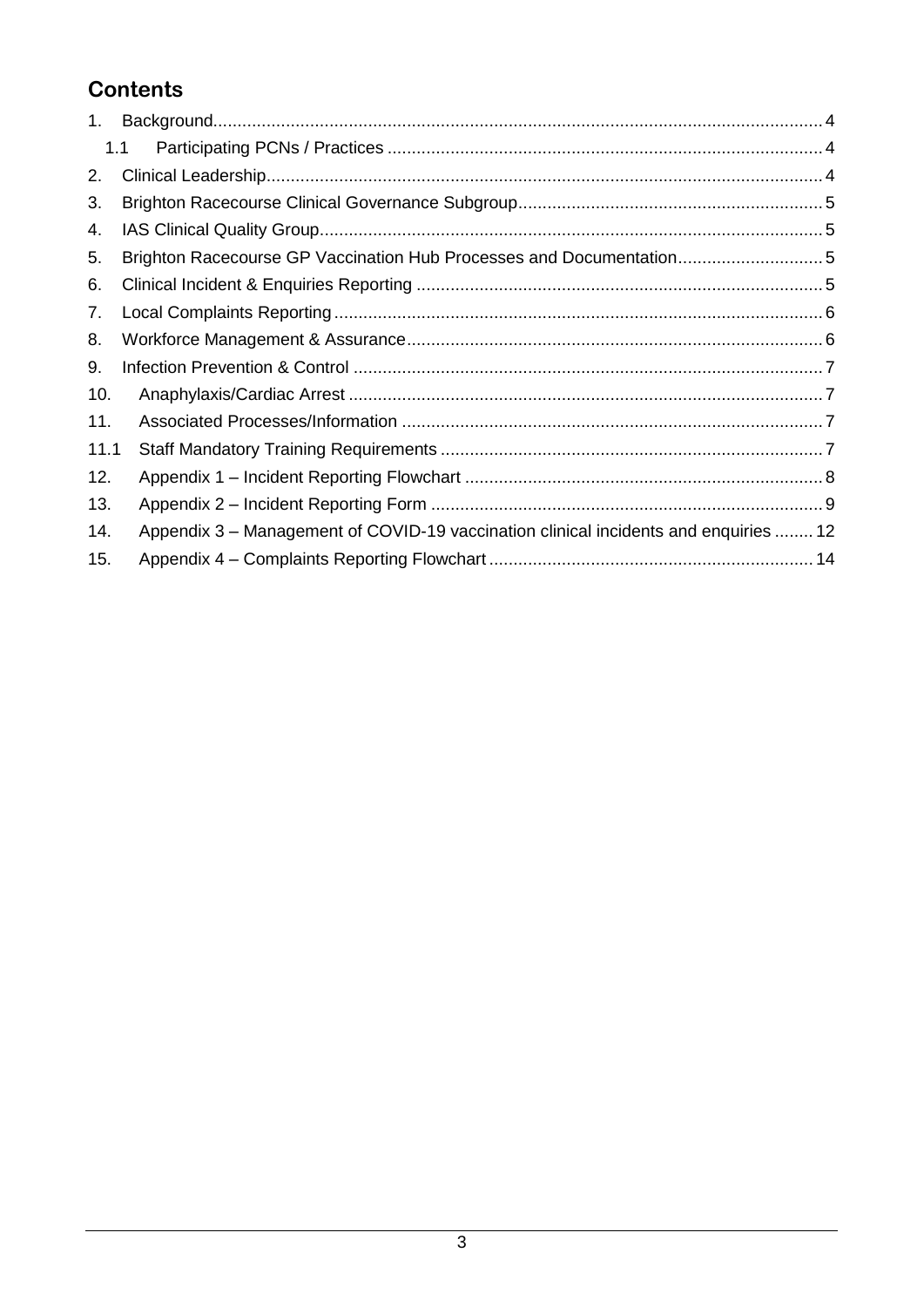## Contents

1. Background ... 4
   - 1.1 Participating PCNs / Practices ... 4
2. Clinical Leadership ... 4
3. Brighton Racecourse Clinical Governance Subgroup ... 5
4. IAS Clinical Quality Group ... 5
5. Brighton Racecourse GP Vaccination Hub Processes and Documentation ... 5
6. Clinical Incident & Enquiries Reporting ... 5
7. Local Complaints Reporting ... 6
8. Workforce Management & Assurance ... 6
9. Infection Prevention & Control ... 7
10. Anaphylaxis/Cardiac Arrest ... 7
11. Associated Processes/Information ... 7
    - 11.1 Staff Mandatory Training Requirements ... 7
12. Appendix 1 – Incident Reporting Flowchart ... 8
13. Appendix 2 – Incident Reporting Form ... 9
14. Appendix 3 – Management of COVID-19 vaccination clinical incidents and enquiries ... 12
15. Appendix 4 – Complaints Reporting Flowchart ... 14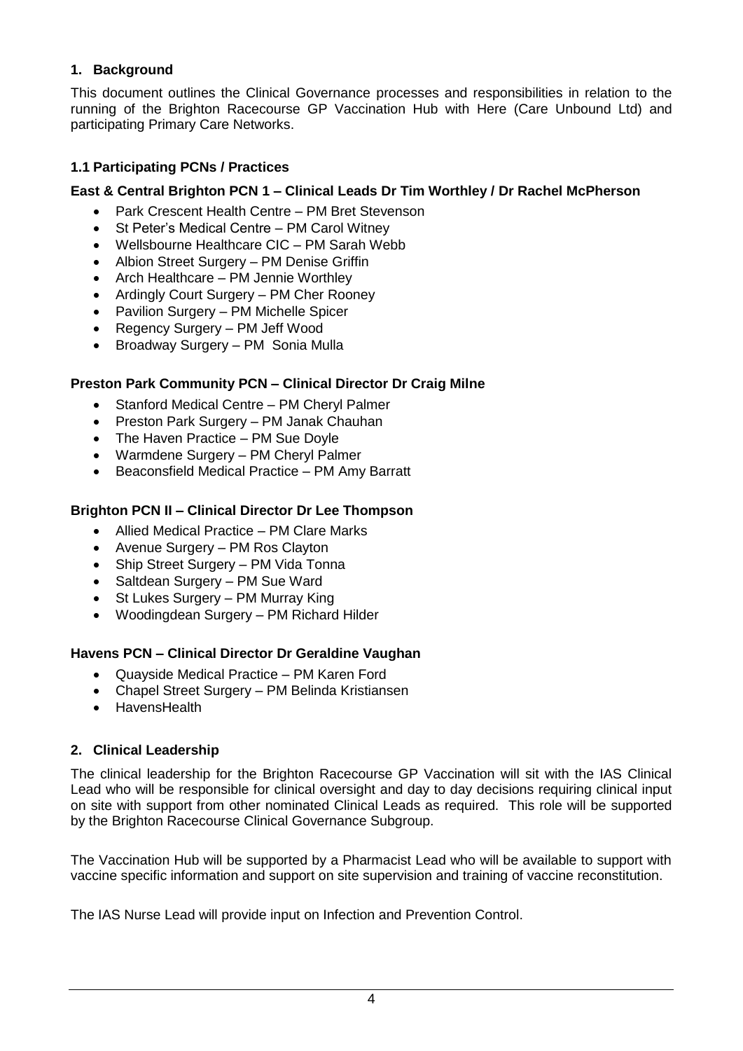## 1. Background

This document outlines the Clinical Governance processes and responsibilities in relation to the running of the Brighton Racecourse GP Vaccination Hub with Here (Care Unbound Ltd) and participating Primary Care Networks.

### 1.1 Participating PCNs / Practices

**East & Central Brighton PCN 1 – Clinical Leads Dr Tim Worthley / Dr Rachel McPherson**

- Park Crescent Health Centre – PM Bret Stevenson
- St Peter's Medical Centre – PM Carol Witney
- Wellsbourne Healthcare CIC – PM Sarah Webb
- Albion Street Surgery – PM Denise Griffin
- Arch Healthcare – PM Jennie Worthley
- Ardingly Court Surgery – PM Cher Rooney
- Pavilion Surgery – PM Michelle Spicer
- Regency Surgery – PM Jeff Wood
- Broadway Surgery – PM Sonia Mulla

**Preston Park Community PCN – Clinical Director Dr Craig Milne**

- Stanford Medical Centre – PM Cheryl Palmer
- Preston Park Surgery – PM Janak Chauhan
- The Haven Practice – PM Sue Doyle
- Warmdene Surgery – PM Cheryl Palmer
- Beaconsfield Medical Practice – PM Amy Barratt

**Brighton PCN II – Clinical Director Dr Lee Thompson**

- Allied Medical Practice – PM Clare Marks
- Avenue Surgery – PM Ros Clayton
- Ship Street Surgery – PM Vida Tonna
- Saltdean Surgery – PM Sue Ward
- St Lukes Surgery – PM Murray King
- Woodingdean Surgery – PM Richard Hilder

**Havens PCN – Clinical Director Dr Geraldine Vaughan**

- Quayside Medical Practice – PM Karen Ford
- Chapel Street Surgery – PM Belinda Kristiansen
- HavensHealth

## 2. Clinical Leadership

The clinical leadership for the Brighton Racecourse GP Vaccination will sit with the IAS Clinical Lead who will be responsible for clinical oversight and day to day decisions requiring clinical input on site with support from other nominated Clinical Leads as required. This role will be supported by the Brighton Racecourse Clinical Governance Subgroup.

The Vaccination Hub will be supported by a Pharmacist Lead who will be available to support with vaccine specific information and support on site supervision and training of vaccine reconstitution.

The IAS Nurse Lead will provide input on Infection and Prevention Control.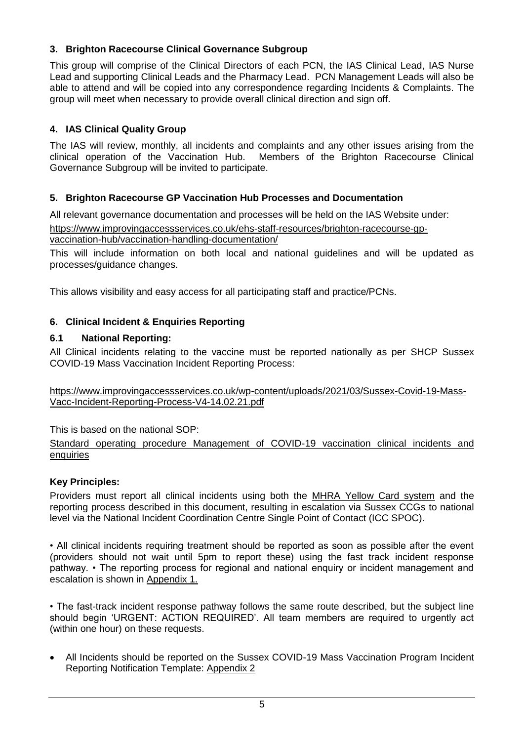## 3. Brighton Racecourse Clinical Governance Subgroup

This group will comprise of the Clinical Directors of each PCN, the IAS Clinical Lead, IAS Nurse Lead and supporting Clinical Leads and the Pharmacy Lead. PCN Management Leads will also be able to attend and will be copied into any correspondence regarding Incidents & Complaints. The group will meet when necessary to provide overall clinical direction and sign off.

## 4. IAS Clinical Quality Group

The IAS will review, monthly, all incidents and complaints and any other issues arising from the clinical operation of the Vaccination Hub. Members of the Brighton Racecourse Clinical Governance Subgroup will be invited to participate.

## 5. Brighton Racecourse GP Vaccination Hub Processes and Documentation

All relevant governance documentation and processes will be held on the IAS Website under:

https://www.improvingaccessservices.co.uk/ehs-staff-resources/brighton-racecourse-gp-vaccination-hub/vaccination-handling-documentation/

This will include information on both local and national guidelines and will be updated as processes/guidance changes.

This allows visibility and easy access for all participating staff and practice/PCNs.

## 6. Clinical Incident & Enquiries Reporting

### 6.1 National Reporting:

All Clinical incidents relating to the vaccine must be reported nationally as per SHCP Sussex COVID-19 Mass Vaccination Incident Reporting Process:

https://www.improvingaccessservices.co.uk/wp-content/uploads/2021/03/Sussex-Covid-19-Mass-Vacc-Incident-Reporting-Process-V4-14.02.21.pdf

This is based on the national SOP:

Standard operating procedure Management of COVID-19 vaccination clinical incidents and enquiries

**Key Principles:**

Providers must report all clinical incidents using both the MHRA Yellow Card system and the reporting process described in this document, resulting in escalation via Sussex CCGs to national level via the National Incident Coordination Centre Single Point of Contact (ICC SPOC).

• All clinical incidents requiring treatment should be reported as soon as possible after the event (providers should not wait until 5pm to report these) using the fast track incident response pathway. • The reporting process for regional and national enquiry or incident management and escalation is shown in Appendix 1.

• The fast-track incident response pathway follows the same route described, but the subject line should begin 'URGENT: ACTION REQUIRED'. All team members are required to urgently act (within one hour) on these requests.

- All Incidents should be reported on the Sussex COVID-19 Mass Vaccination Program Incident Reporting Notification Template: Appendix 2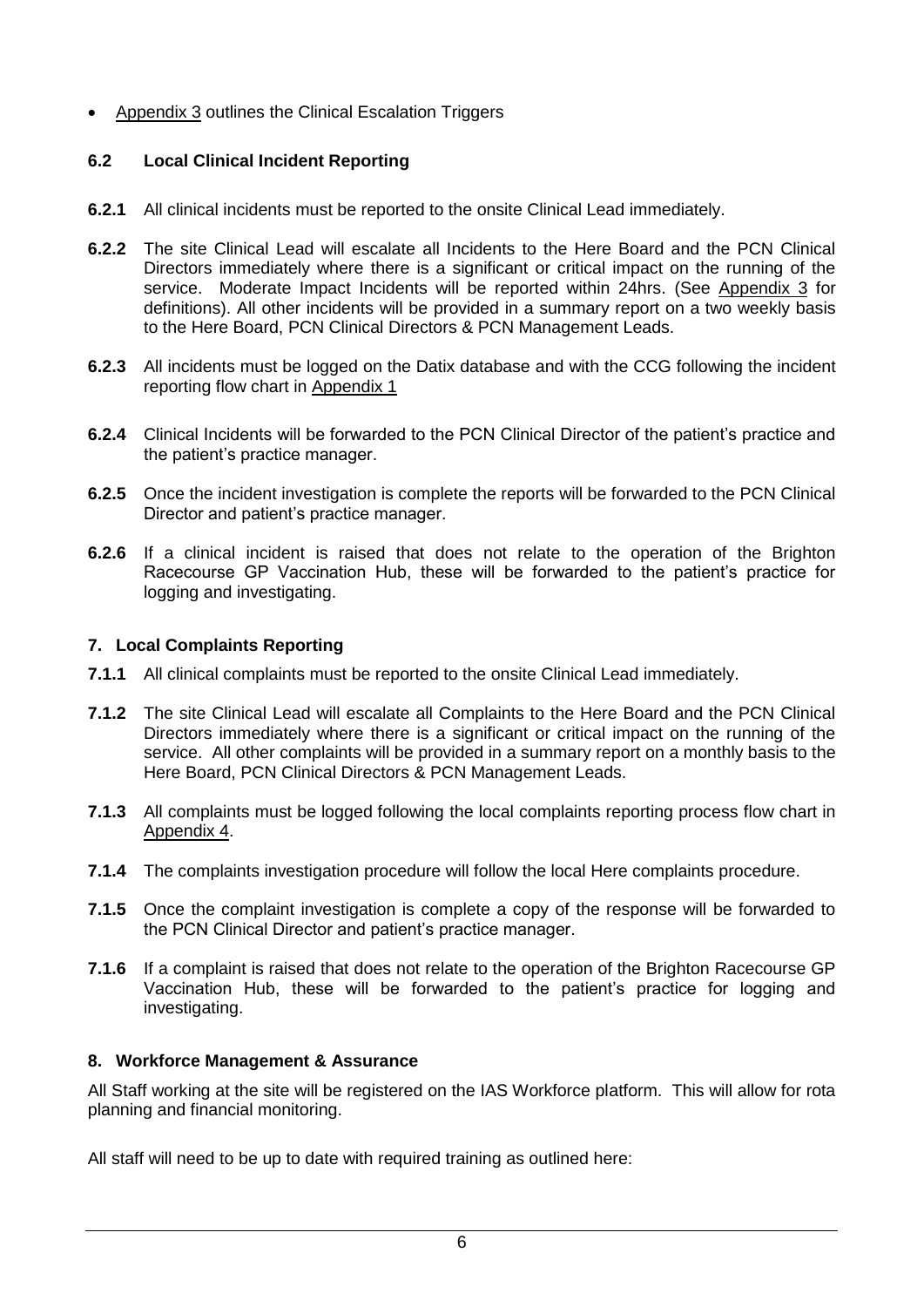- Appendix 3 outlines the Clinical Escalation Triggers

### 6.2 Local Clinical Incident Reporting

**6.2.1** All clinical incidents must be reported to the onsite Clinical Lead immediately.

**6.2.2** The site Clinical Lead will escalate all Incidents to the Here Board and the PCN Clinical Directors immediately where there is a significant or critical impact on the running of the service. Moderate Impact Incidents will be reported within 24hrs. (See Appendix 3 for definitions). All other incidents will be provided in a summary report on a two weekly basis to the Here Board, PCN Clinical Directors & PCN Management Leads.

**6.2.3** All incidents must be logged on the Datix database and with the CCG following the incident reporting flow chart in Appendix 1

**6.2.4** Clinical Incidents will be forwarded to the PCN Clinical Director of the patient's practice and the patient's practice manager.

**6.2.5** Once the incident investigation is complete the reports will be forwarded to the PCN Clinical Director and patient's practice manager.

**6.2.6** If a clinical incident is raised that does not relate to the operation of the Brighton Racecourse GP Vaccination Hub, these will be forwarded to the patient's practice for logging and investigating.

## 7. Local Complaints Reporting

**7.1.1** All clinical complaints must be reported to the onsite Clinical Lead immediately.

**7.1.2** The site Clinical Lead will escalate all Complaints to the Here Board and the PCN Clinical Directors immediately where there is a significant or critical impact on the running of the service. All other complaints will be provided in a summary report on a monthly basis to the Here Board, PCN Clinical Directors & PCN Management Leads.

**7.1.3** All complaints must be logged following the local complaints reporting process flow chart in Appendix 4.

**7.1.4** The complaints investigation procedure will follow the local Here complaints procedure.

**7.1.5** Once the complaint investigation is complete a copy of the response will be forwarded to the PCN Clinical Director and patient's practice manager.

**7.1.6** If a complaint is raised that does not relate to the operation of the Brighton Racecourse GP Vaccination Hub, these will be forwarded to the patient's practice for logging and investigating.

## 8. Workforce Management & Assurance

All Staff working at the site will be registered on the IAS Workforce platform. This will allow for rota planning and financial monitoring.

All staff will need to be up to date with required training as outlined here: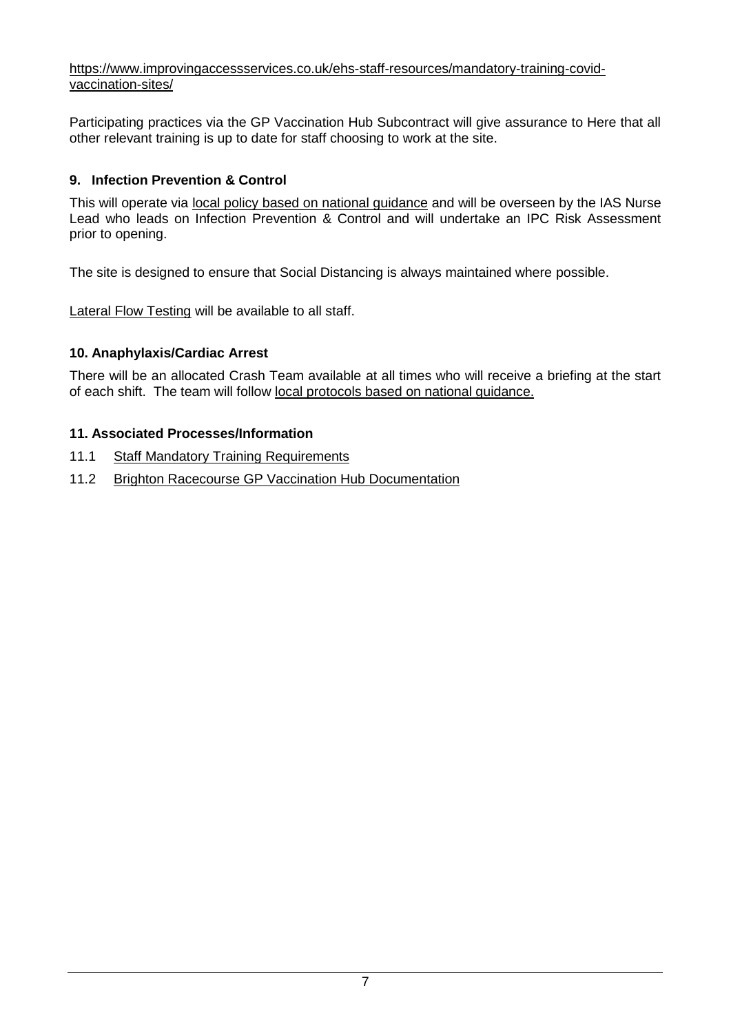https://www.improvingaccessservices.co.uk/ehs-staff-resources/mandatory-training-covid-vaccination-sites/

Participating practices via the GP Vaccination Hub Subcontract will give assurance to Here that all other relevant training is up to date for staff choosing to work at the site.

## 9. Infection Prevention & Control

This will operate via local policy based on national guidance and will be overseen by the IAS Nurse Lead who leads on Infection Prevention & Control and will undertake an IPC Risk Assessment prior to opening.

The site is designed to ensure that Social Distancing is always maintained where possible.

Lateral Flow Testing will be available to all staff.

## 10. Anaphylaxis/Cardiac Arrest

There will be an allocated Crash Team available at all times who will receive a briefing at the start of each shift. The team will follow local protocols based on national guidance.

## 11. Associated Processes/Information

11.1 Staff Mandatory Training Requirements

11.2 Brighton Racecourse GP Vaccination Hub Documentation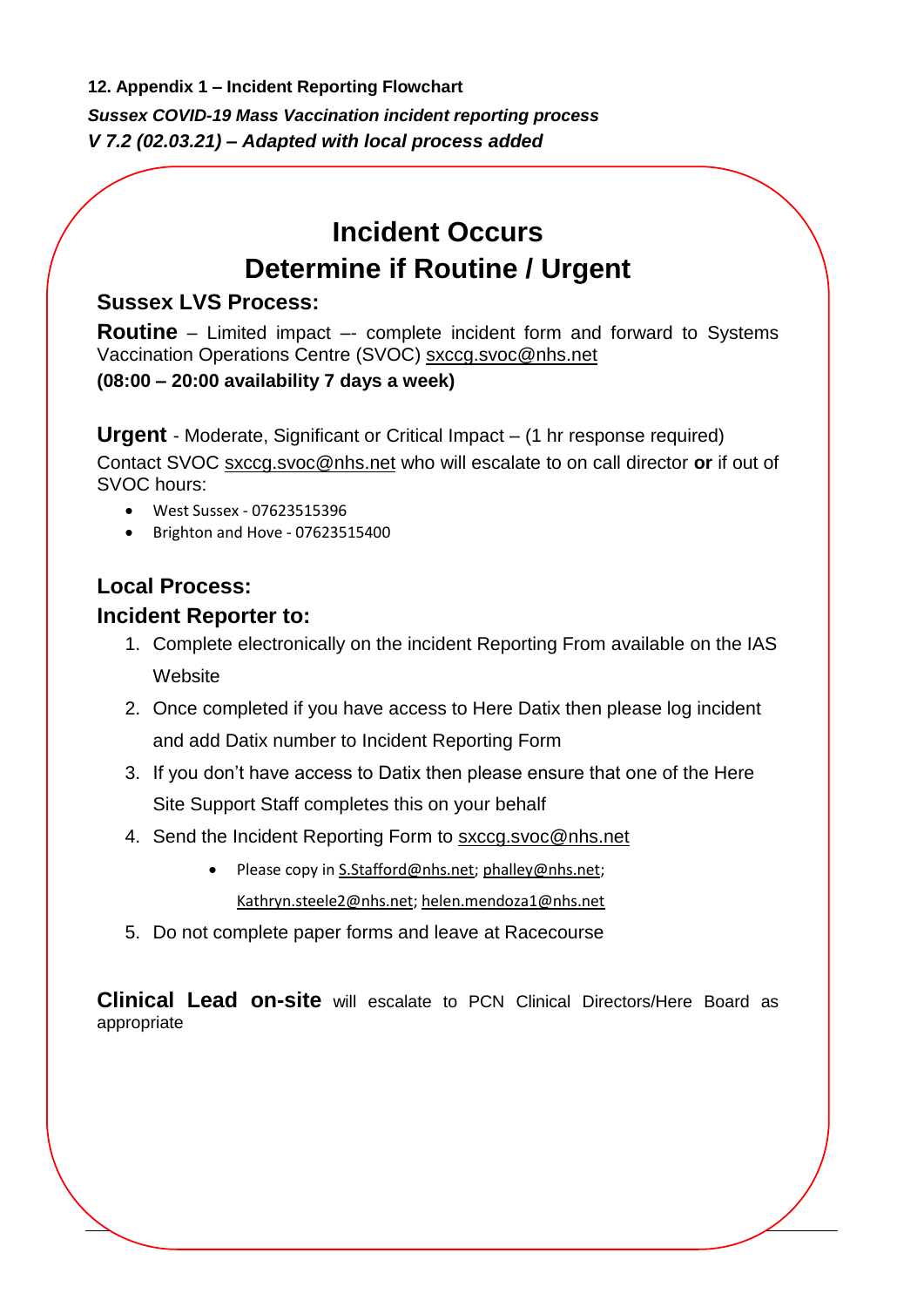**12. Appendix 1 – Incident Reporting Flowchart**

***Sussex COVID-19 Mass Vaccination incident reporting process***

***V 7.2 (02.03.21) – Adapted with local process added***

# Incident Occurs
# Determine if Routine / Urgent

### Sussex LVS Process:

**Routine** – Limited impact –- complete incident form and forward to Systems Vaccination Operations Centre (SVOC) sxccg.svoc@nhs.net
**(08:00 – 20:00 availability 7 days a week)**

**Urgent** - Moderate, Significant or Critical Impact – (1 hr response required)
Contact SVOC sxccg.svoc@nhs.net who will escalate to on call director **or** if out of SVOC hours:

- West Sussex - 07623515396
- Brighton and Hove - 07623515400

### Local Process:
### Incident Reporter to:

1. Complete electronically on the incident Reporting From available on the IAS Website
2. Once completed if you have access to Here Datix then please log incident and add Datix number to Incident Reporting Form
3. If you don't have access to Datix then please ensure that one of the Here Site Support Staff completes this on your behalf
4. Send the Incident Reporting Form to sxccg.svoc@nhs.net
    - Please copy in S.Stafford@nhs.net; phalley@nhs.net; Kathryn.steele2@nhs.net; helen.mendoza1@nhs.net
5. Do not complete paper forms and leave at Racecourse

**Clinical Lead on-site** will escalate to PCN Clinical Directors/Here Board as appropriate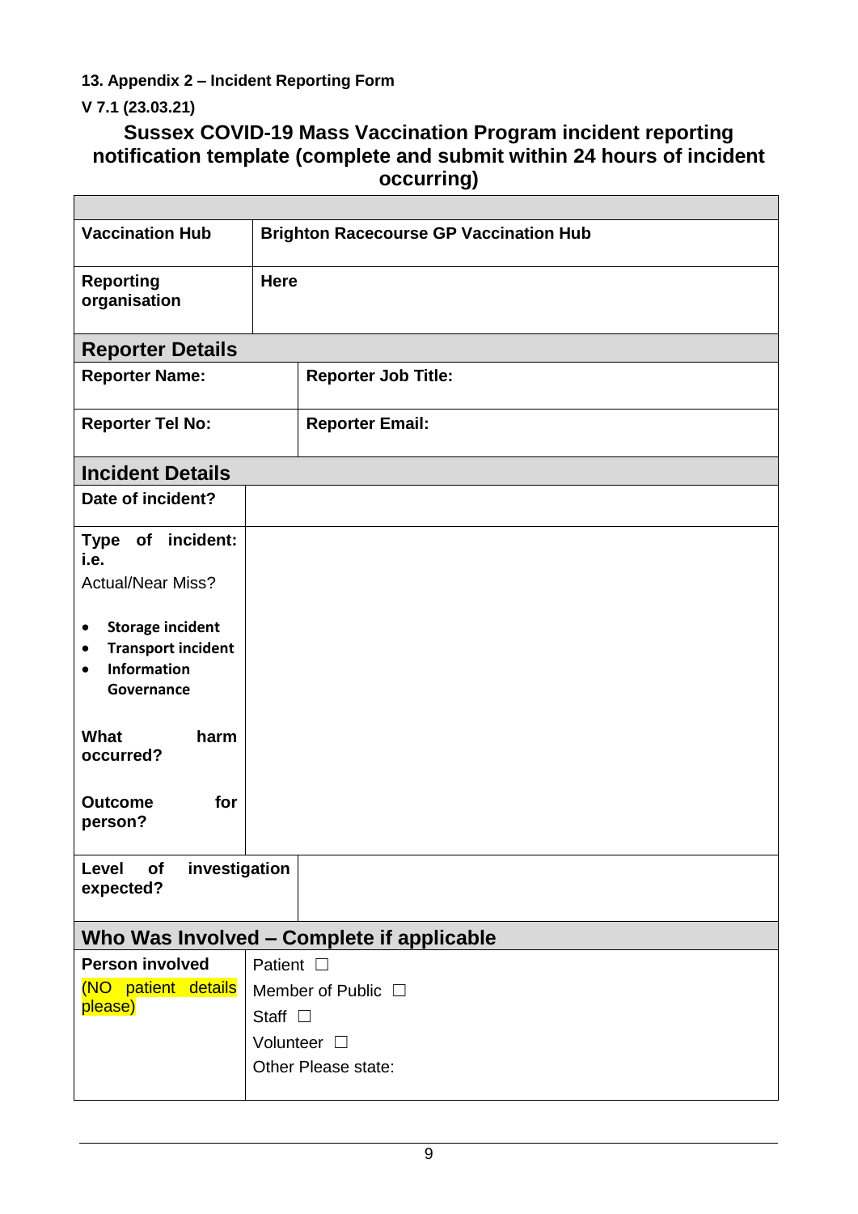**13. Appendix 2 – Incident Reporting Form**

**V 7.1 (23.03.21)**

## Sussex COVID-19 Mass Vaccination Program incident reporting notification template (complete and submit within 24 hours of incident occurring)

| | |
|---|---|
| **Vaccination Hub** | **Brighton Racecourse GP Vaccination Hub** |
| **Reporting organisation** | **Here** |
| **Reporter Details** | |
| **Reporter Name:** | **Reporter Job Title:** |
| **Reporter Tel No:** | **Reporter Email:** |
| **Incident Details** | |
| **Date of incident?** | |
| **Type of incident: i.e.** Actual/Near Miss? <br> • **Storage incident** <br> • **Transport incident** <br> • **Information Governance** <br><br> **What harm occurred?** <br><br> **Outcome for person?** | |
| **Level of investigation expected?** | |
| **Who Was Involved – Complete if applicable** | |
| **Person involved** <br> (NO patient details please) | Patient ☐ <br> Member of Public ☐ <br> Staff ☐ <br> Volunteer ☐ <br> Other Please state: |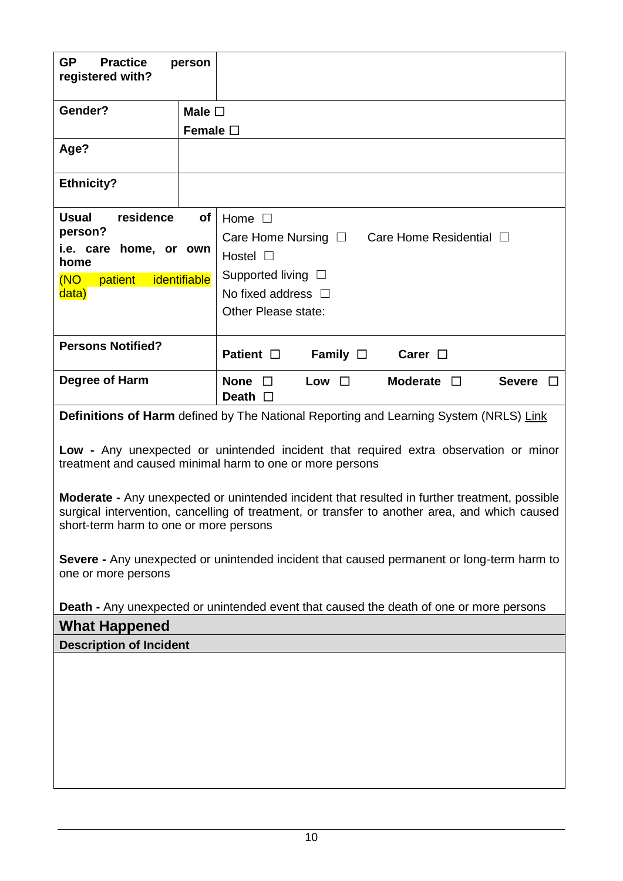| | |
|---|---|
| **GP Practice person registered with?** | |
| **Gender?** | **Male** ☐<br>**Female** ☐ |
| **Age?** | |
| **Ethnicity?** | |
| **Usual residence of person?**<br>**i.e. care home, or own home**<br>(NO patient identifiable data) | Home ☐<br>Care Home Nursing ☐ Care Home Residential ☐<br>Hostel ☐<br>Supported living ☐<br>No fixed address ☐<br>Other Please state: |
| **Persons Notified?** | **Patient** ☐ **Family** ☐ **Carer** ☐ |
| **Degree of Harm** | **None** ☐ **Low** ☐ **Moderate** ☐ **Severe** ☐<br>**Death** ☐ |

**Definitions of Harm** defined by The National Reporting and Learning System (NRLS) Link

**Low -** Any unexpected or unintended incident that required extra observation or minor treatment and caused minimal harm to one or more persons

**Moderate -** Any unexpected or unintended incident that resulted in further treatment, possible surgical intervention, cancelling of treatment, or transfer to another area, and which caused short-term harm to one or more persons

**Severe -** Any unexpected or unintended incident that caused permanent or long-term harm to one or more persons

**Death -** Any unexpected or unintended event that caused the death of one or more persons

## What Happened

**Description of Incident**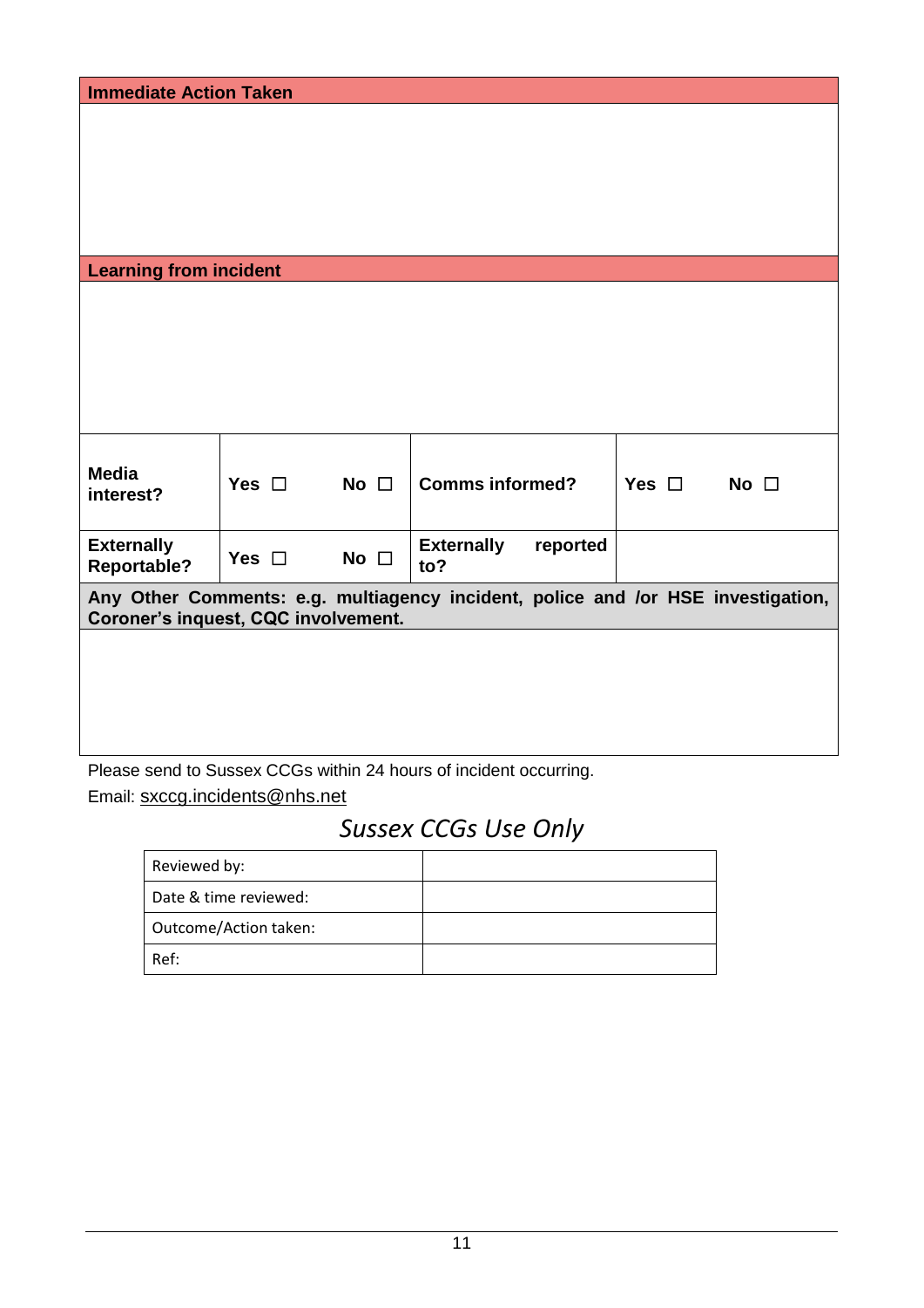| **Immediate Action Taken** | | | |
|---|---|---|---|
| | | | |
| **Learning from incident** | | | |
| | | | |
| **Media interest?** | **Yes ☐ No ☐** | **Comms informed?** | **Yes ☐ No ☐** |
| **Externally Reportable?** | **Yes ☐ No ☐** | **Externally reported to?** | |
| **Any Other Comments: e.g. multiagency incident, police and /or HSE investigation, Coroner's inquest, CQC involvement.** | | | |
| | | | |

Please send to Sussex CCGs within 24 hours of incident occurring.

Email: sxccg.incidents@nhs.net

## *Sussex CCGs Use Only*

| Reviewed by: | |
|---|---|
| Date & time reviewed: | |
| Outcome/Action taken: | |
| Ref: | |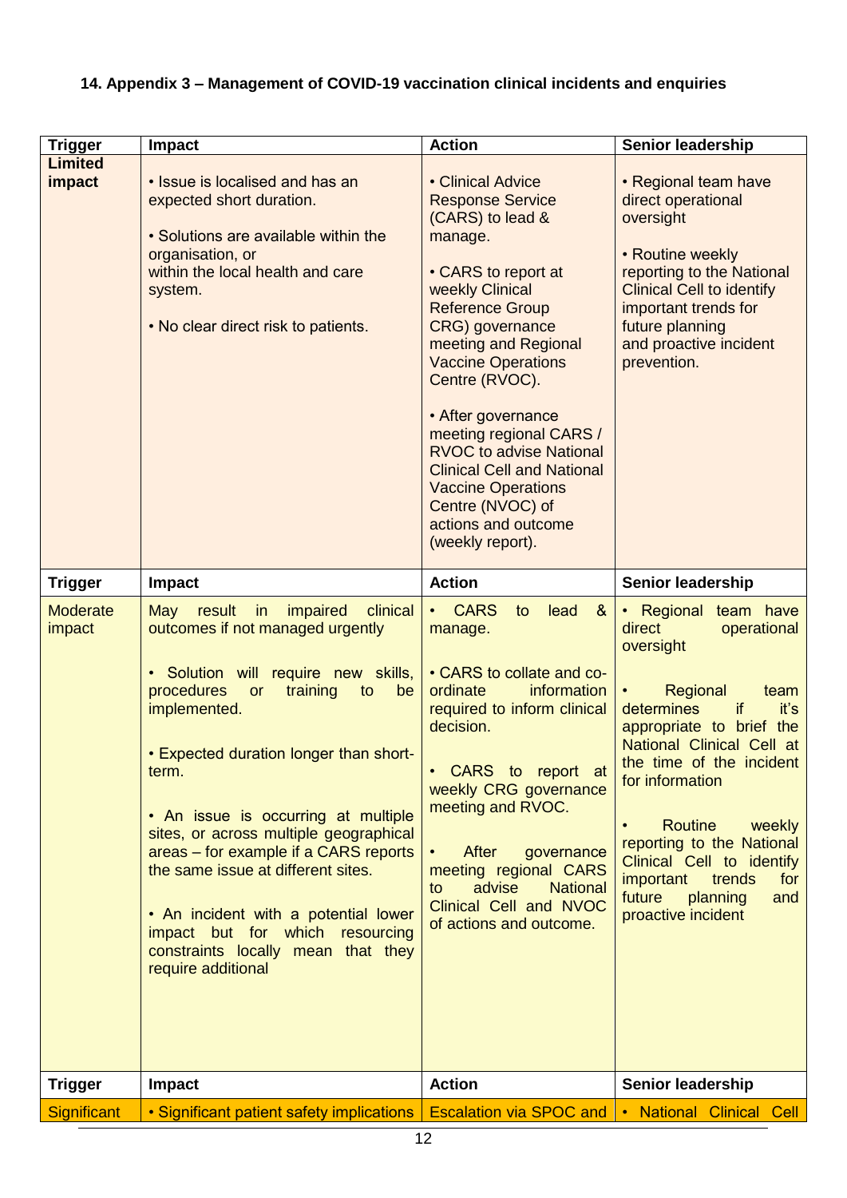## 14. Appendix 3 – Management of COVID-19 vaccination clinical incidents and enquiries

| Trigger | Impact | Action | Senior leadership |
|---|---|---|---|
| **Limited impact** | • Issue is localised and has an expected short duration.<br><br>• Solutions are available within the organisation, or within the local health and care system.<br><br>• No clear direct risk to patients. | • Clinical Advice Response Service (CARS) to lead & manage.<br><br>• CARS to report at weekly Clinical Reference Group CRG) governance meeting and Regional Vaccine Operations Centre (RVOC).<br><br>• After governance meeting regional CARS / RVOC to advise National Clinical Cell and National Vaccine Operations Centre (NVOC) of actions and outcome (weekly report). | • Regional team have direct operational oversight<br><br>• Routine weekly reporting to the National Clinical Cell to identify important trends for future planning and proactive incident prevention. |
| **Trigger** | **Impact** | **Action** | **Senior leadership** |
| Moderate impact | May result in impaired clinical outcomes if not managed urgently<br><br>• Solution will require new skills, procedures or training to be implemented.<br><br>• Expected duration longer than short-term.<br><br>• An issue is occurring at multiple sites, or across multiple geographical areas – for example if a CARS reports the same issue at different sites.<br><br>• An incident with a potential lower impact but for which resourcing constraints locally mean that they require additional | • CARS to lead & manage.<br><br>• CARS to collate and co-ordinate information required to inform clinical decision.<br><br>• CARS to report at weekly CRG governance meeting and RVOC.<br><br>• After governance meeting regional CARS to advise National Clinical Cell and NVOC of actions and outcome. | • Regional team have direct operational oversight<br><br>• Regional team determines if it's appropriate to brief the National Clinical Cell at the time of the incident for information<br><br>• Routine weekly reporting to the National Clinical Cell to identify important trends for future planning and proactive incident |
| **Trigger** | **Impact** | **Action** | **Senior leadership** |
| Significant | • Significant patient safety implications | Escalation via SPOC and | • National Clinical Cell |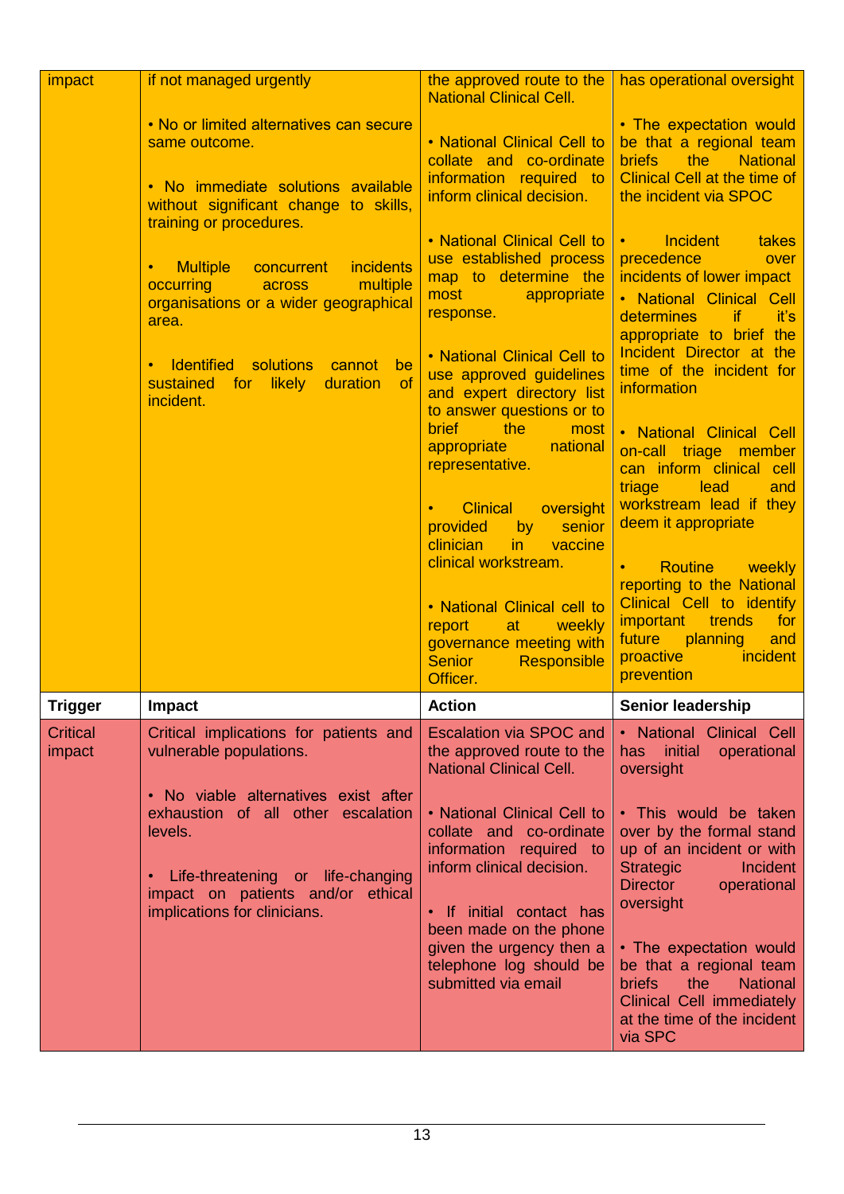| impact | if not managed urgently<br><br>• No or limited alternatives can secure same outcome.<br><br>• No immediate solutions available without significant change to skills, training or procedures.<br><br>• Multiple concurrent incidents occurring across multiple organisations or a wider geographical area.<br><br>• Identified solutions cannot be sustained for likely duration of incident. | the approved route to the National Clinical Cell.<br><br>• National Clinical Cell to collate and co-ordinate information required to inform clinical decision.<br><br>• National Clinical Cell to use established process map to determine the most appropriate response.<br><br>• National Clinical Cell to use approved guidelines and expert directory list to answer questions or to brief the most appropriate national representative.<br><br>• Clinical oversight provided by senior clinician in vaccine clinical workstream.<br><br>• National Clinical cell to report at weekly governance meeting with Senior Responsible Officer. | has operational oversight<br><br>• The expectation would be that a regional team briefs the National Clinical Cell at the time of the incident via SPOC<br><br>• Incident takes precedence over incidents of lower impact<br>• National Clinical Cell determines if it's appropriate to brief the Incident Director at the time of the incident for information<br><br>• National Clinical Cell on-call triage member can inform clinical cell triage lead and workstream lead if they deem it appropriate<br><br>• Routine weekly reporting to the National Clinical Cell to identify important trends for future planning and proactive incident prevention |
|---|---|---|---|
| **Trigger** | **Impact** | **Action** | **Senior leadership** |
| Critical impact | Critical implications for patients and vulnerable populations.<br><br>• No viable alternatives exist after exhaustion of all other escalation levels.<br><br>• Life-threatening or life-changing impact on patients and/or ethical implications for clinicians. | Escalation via SPOC and the approved route to the National Clinical Cell.<br><br>• National Clinical Cell to collate and co-ordinate information required to inform clinical decision.<br><br>• If initial contact has been made on the phone given the urgency then a telephone log should be submitted via email | • National Clinical Cell has initial operational oversight<br><br>• This would be taken over by the formal stand up of an incident or with Strategic Incident Director operational oversight<br><br>• The expectation would be that a regional team briefs the National Clinical Cell immediately at the time of the incident via SPC |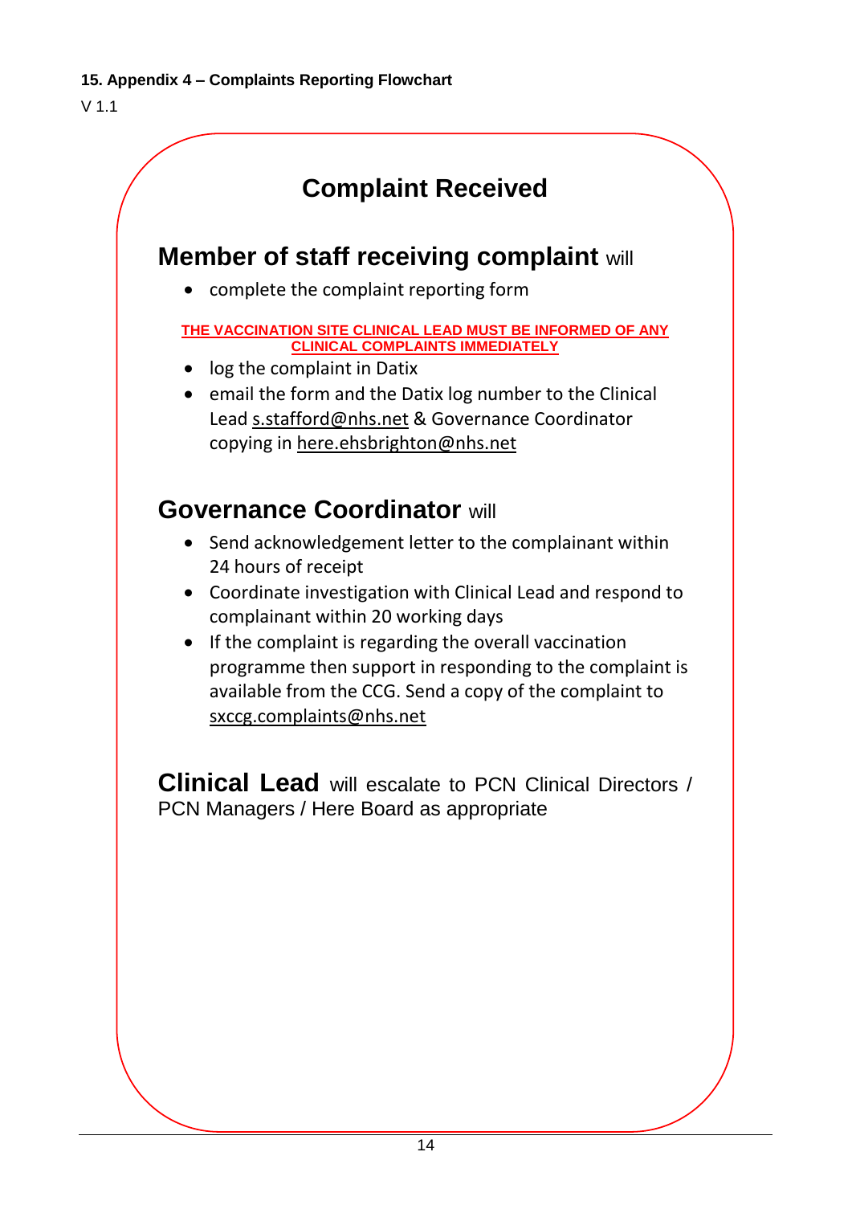**15. Appendix 4 – Complaints Reporting Flowchart**

V 1.1

## Complaint Received

### **Member of staff receiving complaint** will

- complete the complaint reporting form

**THE VACCINATION SITE CLINICAL LEAD MUST BE INFORMED OF ANY CLINICAL COMPLAINTS IMMEDIATELY**

- log the complaint in Datix
- email the form and the Datix log number to the Clinical Lead s.stafford@nhs.net & Governance Coordinator copying in here.ehsbrighton@nhs.net

### **Governance Coordinator** will

- Send acknowledgement letter to the complainant within 24 hours of receipt
- Coordinate investigation with Clinical Lead and respond to complainant within 20 working days
- If the complaint is regarding the overall vaccination programme then support in responding to the complaint is available from the CCG. Send a copy of the complaint to sxccg.complaints@nhs.net

**Clinical Lead** will escalate to PCN Clinical Directors / PCN Managers / Here Board as appropriate